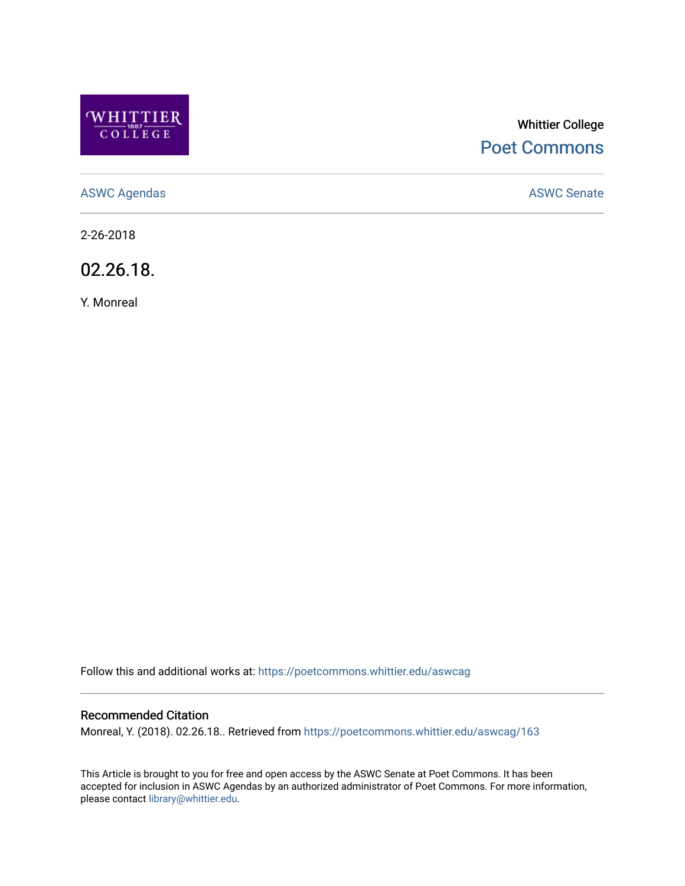Whittier College

Poet Commons

ASWC Agendas

ASWC Senate

2-26-2018

# 02.26.18.

Y. Monreal

Follow this and additional works at: https://poetcommons.whittier.edu/aswcag

### Recommended Citation

Monreal, Y. (2018). 02.26.18.. Retrieved from https://poetcommons.whittier.edu/aswcag/163

This Article is brought to you for free and open access by the ASWC Senate at Poet Commons. It has been accepted for inclusion in ASWC Agendas by an authorized administrator of Poet Commons. For more information, please contact library@whittier.edu.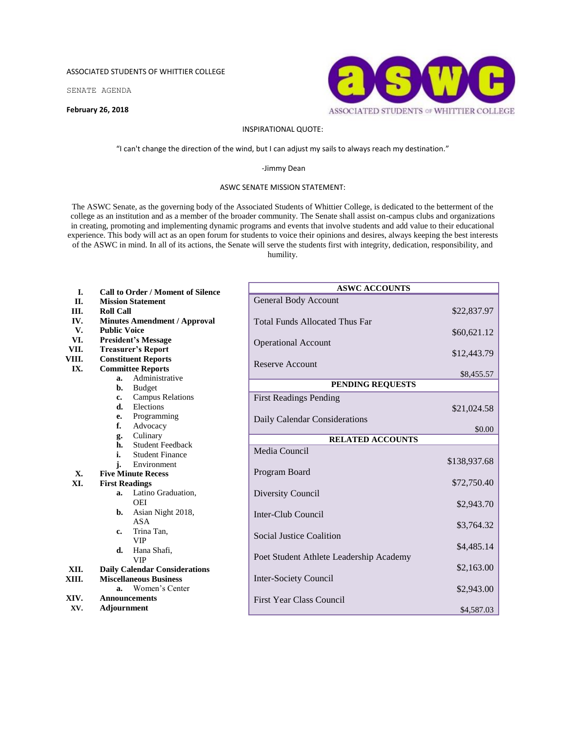ASSOCIATED STUDENTS OF WHITTIER COLLEGE

SENATE AGENDA

**February 26, 2018**

INSPIRATIONAL QUOTE:

"I can't change the direction of the wind, but I can adjust my sails to always reach my destination."

-Jimmy Dean

ASWC SENATE MISSION STATEMENT:

The ASWC Senate, as the governing body of the Associated Students of Whittier College, is dedicated to the betterment of the college as an institution and as a member of the broader community. The Senate shall assist on-campus clubs and organizations in creating, promoting and implementing dynamic programs and events that involve students and add value to their educational experience. This body will act as an open forum for students to voice their opinions and desires, always keeping the best interests of the ASWC in mind. In all of its actions, the Senate will serve the students first with integrity, dedication, responsibility, and humility.

I. **Call to Order / Moment of Silence**
II. **Mission Statement**
III. **Roll Call**
IV. **Minutes Amendment / Approval**
V. **Public Voice**
VI. **President's Message**
VII. **Treasurer's Report**
VIII. **Constituent Reports**
IX. **Committee Reports**
   a. Administrative
   b. Budget
   c. Campus Relations
   d. Elections
   e. Programming
   f. Advocacy
   g. Culinary
   h. Student Feedback
   i. Student Finance
   j. Environment
X. **Five Minute Recess**
XI. **First Readings**
   a. Latino Graduation, OEI
   b. Asian Night 2018, ASA
   c. Trina Tan, VIP
   d. Hana Shafi, VIP
XII. **Daily Calendar Considerations**
XIII. **Miscellaneous Business**
   a. Women's Center
XIV. **Announcements**
XV. **Adjournment**

| **ASWC ACCOUNTS** | |
|---|---|
| General Body Account | $22,837.97 |
| Total Funds Allocated Thus Far | $60,621.12 |
| Operational Account | $12,443.79 |
| Reserve Account | $8,455.57 |
| **PENDING REQUESTS** | |
| First Readings Pending | $21,024.58 |
| Daily Calendar Considerations | $0.00 |
| **RELATED ACCOUNTS** | |
| Media Council | $138,937.68 |
| Program Board | $72,750.40 |
| Diversity Council | $2,943.70 |
| Inter-Club Council | $3,764.32 |
| Social Justice Coalition | $4,485.14 |
| Poet Student Athlete Leadership Academy | $2,163.00 |
| Inter-Society Council | $2,943.00 |
| First Year Class Council | $4,587.03 |